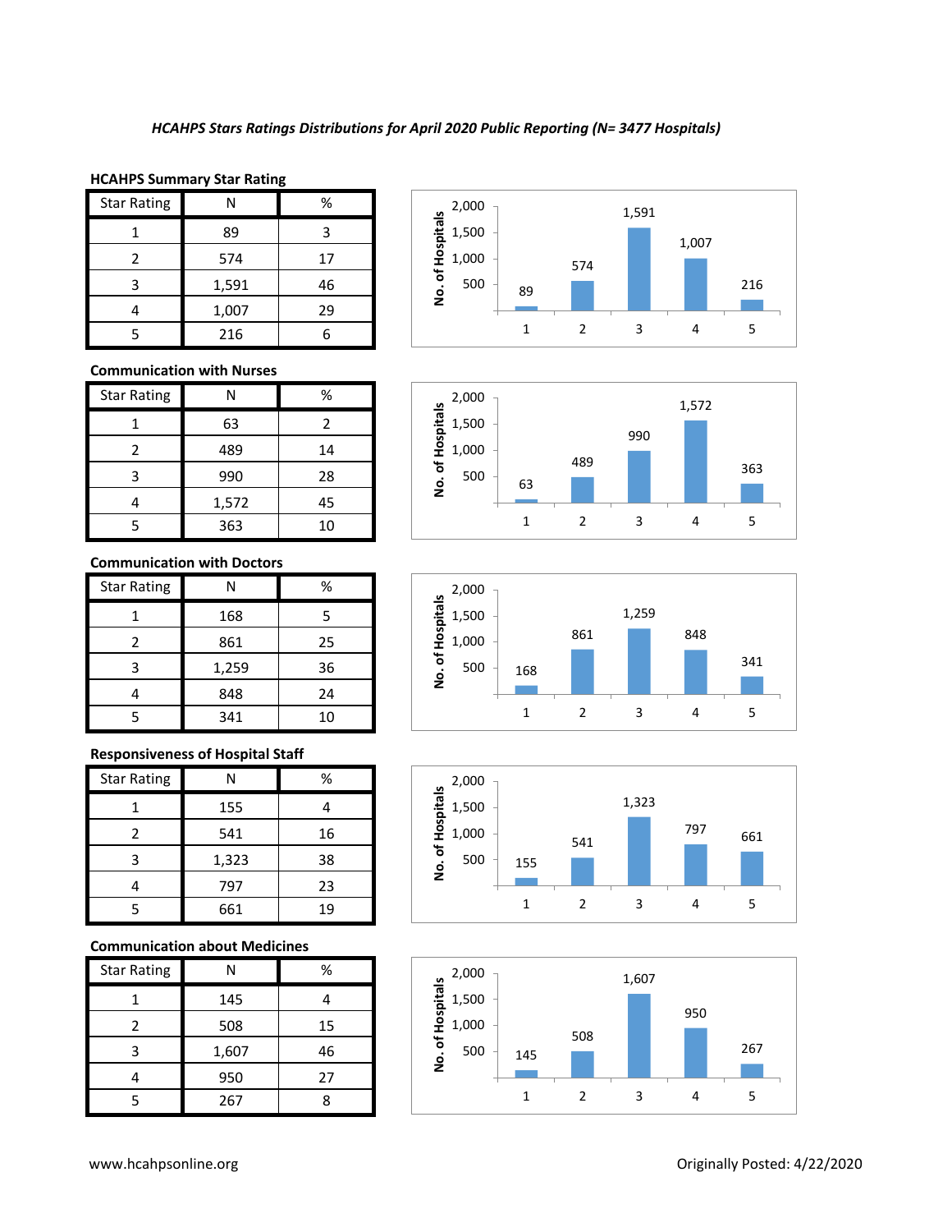*HCAHPS Stars Ratings Distributions for April 2020 Public Reporting (N= 3477 Hospitals)*

**HCAHPS Summary Star Rating**

| Star Rating | N | % |
|---|---|---|
| 1 | 89 | 3 |
| 2 | 574 | 17 |
| 3 | 1,591 | 46 |
| 4 | 1,007 | 29 |
| 5 | 216 | 6 |

**Communication with Nurses**

| Star Rating | N | % |
|---|---|---|
| 1 | 63 | 2 |
| 2 | 489 | 14 |
| 3 | 990 | 28 |
| 4 | 1,572 | 45 |
| 5 | 363 | 10 |

**Communication with Doctors**

| Star Rating | N | % |
|---|---|---|
| 1 | 168 | 5 |
| 2 | 861 | 25 |
| 3 | 1,259 | 36 |
| 4 | 848 | 24 |
| 5 | 341 | 10 |

**Responsiveness of Hospital Staff**

| Star Rating | N | % |
|---|---|---|
| 1 | 155 | 4 |
| 2 | 541 | 16 |
| 3 | 1,323 | 38 |
| 4 | 797 | 23 |
| 5 | 661 | 19 |

**Communication about Medicines**

| Star Rating | N | % |
|---|---|---|
| 1 | 145 | 4 |
| 2 | 508 | 15 |
| 3 | 1,607 | 46 |
| 4 | 950 | 27 |
| 5 | 267 | 8 |

www.hcahpsonline.org

Originally Posted: 4/22/2020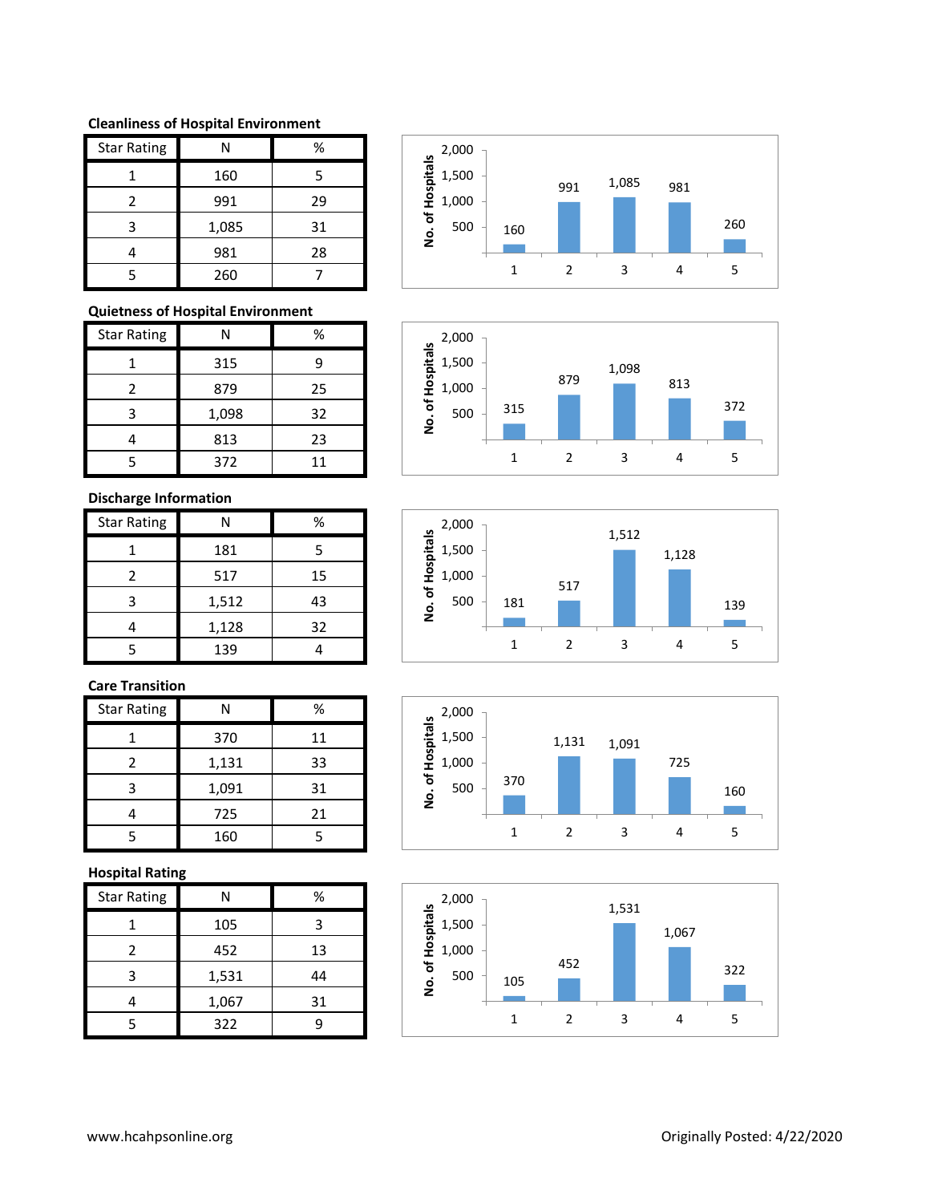### Cleanliness of Hospital Environment

| Star Rating | N | % |
|---|---|---|
| 1 | 160 | 5 |
| 2 | 991 | 29 |
| 3 | 1,085 | 31 |
| 4 | 981 | 28 |
| 5 | 260 | 7 |

### Quietness of Hospital Environment

| Star Rating | N | % |
|---|---|---|
| 1 | 315 | 9 |
| 2 | 879 | 25 |
| 3 | 1,098 | 32 |
| 4 | 813 | 23 |
| 5 | 372 | 11 |

### Discharge Information

| Star Rating | N | % |
|---|---|---|
| 1 | 181 | 5 |
| 2 | 517 | 15 |
| 3 | 1,512 | 43 |
| 4 | 1,128 | 32 |
| 5 | 139 | 4 |

### Care Transition

| Star Rating | N | % |
|---|---|---|
| 1 | 370 | 11 |
| 2 | 1,131 | 33 |
| 3 | 1,091 | 31 |
| 4 | 725 | 21 |
| 5 | 160 | 5 |

### Hospital Rating

| Star Rating | N | % |
|---|---|---|
| 1 | 105 | 3 |
| 2 | 452 | 13 |
| 3 | 1,531 | 44 |
| 4 | 1,067 | 31 |
| 5 | 322 | 9 |

www.hcahpsonline.org Originally Posted: 4/22/2020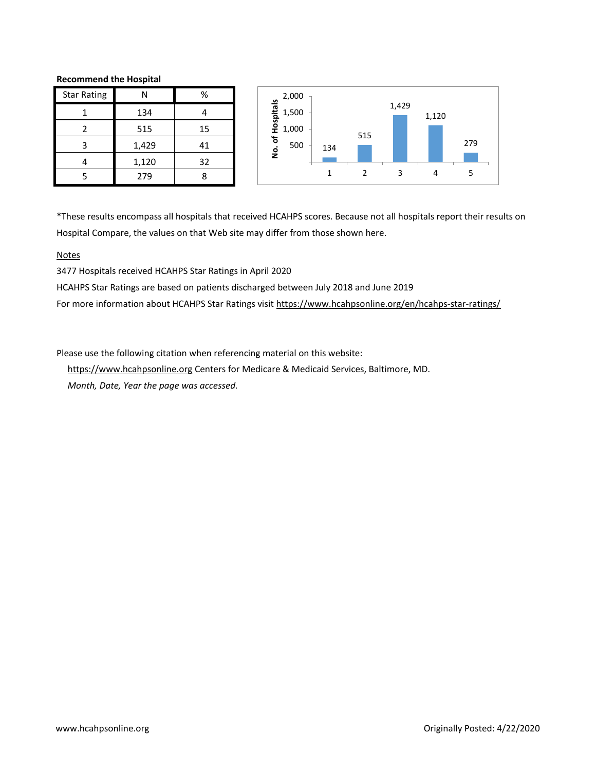**Recommend the Hospital**

| Star Rating | N | % |
|---|---|---|
| 1 | 134 | 4 |
| 2 | 515 | 15 |
| 3 | 1,429 | 41 |
| 4 | 1,120 | 32 |
| 5 | 279 | 8 |

No. of Hospitals
2,000
1,500
1,000
500
134
515
1,429
1,120
279
1
2
3
4
5

*These results encompass all hospitals that received HCAHPS scores. Because not all hospitals report their results on Hospital Compare, the values on that Web site may differ from those shown here.

Notes

3477 Hospitals received HCAHPS Star Ratings in April 2020

HCAHPS Star Ratings are based on patients discharged between July 2018 and June 2019

For more information about HCAHPS Star Ratings visit https://www.hcahpsonline.org/en/hcahps-star-ratings/

Please use the following citation when referencing material on this website:

https://www.hcahpsonline.org Centers for Medicare & Medicaid Services, Baltimore, MD.
*Month, Date, Year the page was accessed.*

www.hcahpsonline.org　　Originally Posted: 4/22/2020